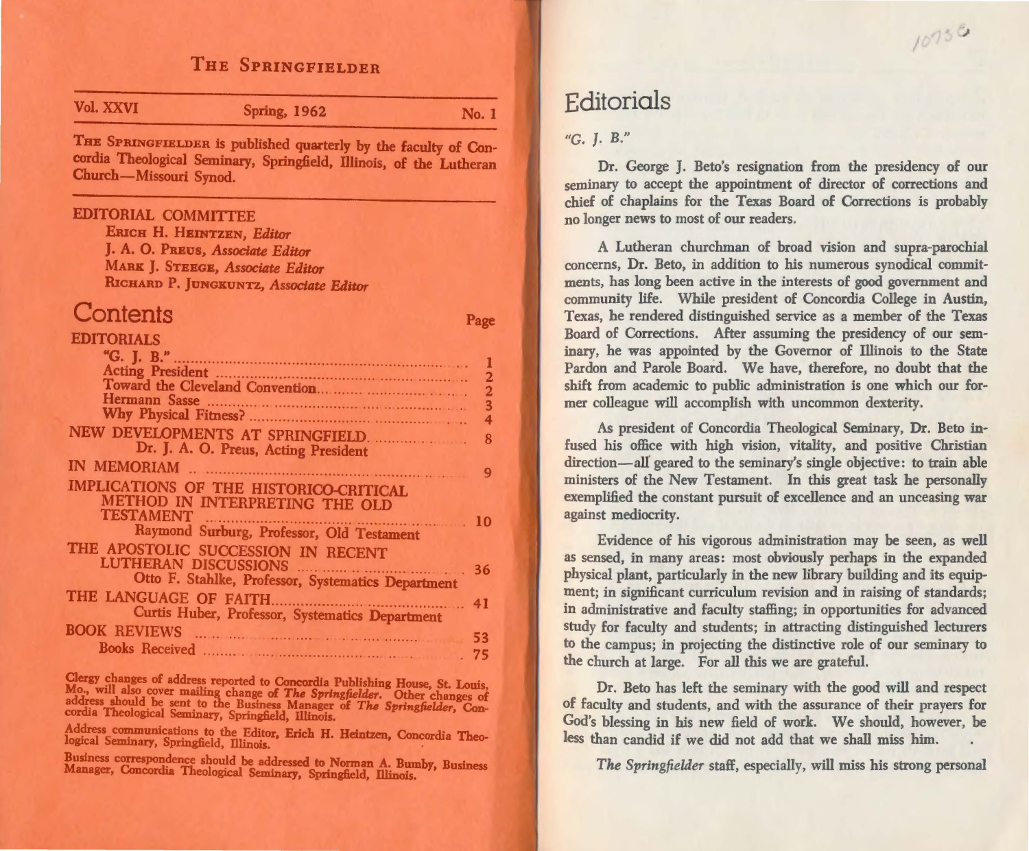# THE SPRINGFIELDER

Vol. XXVI — Spring, 1962 — No. 1

THE SPRINGFIELDER is published quarterly by the faculty of Concordia Theological Seminary, Springfield, Illinois, of the Lutheran Church—Missouri Synod.

## EDITORIAL COMMITTEE

ERICH H. HEINTZEN, *Editor*
J. A. O. PREUS, *Associate Editor*
MARK J. STEEGE, *Associate Editor*
RICHARD P. JUNGKUNTZ, *Associate Editor*

## Contents

| | Page |
|---|---|
| EDITORIALS | |
| "G. J. B." | 1 |
| Acting President | 2 |
| Toward the Cleveland Convention | 2 |
| Hermann Sasse | 3 |
| Why Physical Fitness? | 4 |
| NEW DEVELOPMENTS AT SPRINGFIELD<br>Dr. J. A. O. Preus, Acting President | 8 |
| IN MEMORIAM | 9 |
| IMPLICATIONS OF THE HISTORICO-CRITICAL METHOD IN INTERPRETING THE OLD TESTAMENT<br>Raymond Surburg, Professor, Old Testament | 10 |
| THE APOSTOLIC SUCCESSION IN RECENT LUTHERAN DISCUSSIONS<br>Otto F. Stahlke, Professor, Systematics Department | 36 |
| THE LANGUAGE OF FAITH<br>Curtis Huber, Professor, Systematics Department | 41 |
| BOOK REVIEWS | 53 |
| Books Received | 75 |

Clergy changes of address reported to Concordia Publishing House, St. Louis, Mo., will also cover mailing change of *The Springfielder*. Other changes of address should be sent to the Business Manager of *The Springfielder*, Concordia Theological Seminary, Springfield, Illinois.

Address communications to the Editor, Erich H. Heintzen, Concordia Theological Seminary, Springfield, Illinois.

Business correspondence should be addressed to Norman A. Bumby, Business Manager, Concordia Theological Seminary, Springfield, Illinois.

# Editorials

## *"G. J. B."*

Dr. George J. Beto's resignation from the presidency of our seminary to accept the appointment of director of corrections and chief of chaplains for the Texas Board of Corrections is probably no longer news to most of our readers.

A Lutheran churchman of broad vision and supra-parochial concerns, Dr. Beto, in addition to his numerous synodical commitments, has long been active in the interests of good government and community life. While president of Concordia College in Austin, Texas, he rendered distinguished service as a member of the Texas Board of Corrections. After assuming the presidency of our seminary, he was appointed by the Governor of Illinois to the State Pardon and Parole Board. We have, therefore, no doubt that the shift from academic to public administration is one which our former colleague will accomplish with uncommon dexterity.

As president of Concordia Theological Seminary, Dr. Beto infused his office with high vision, vitality, and positive Christian direction—all geared to the seminary's single objective: to train able ministers of the New Testament. In this great task he personally exemplified the constant pursuit of excellence and an unceasing war against mediocrity.

Evidence of his vigorous administration may be seen, as well as sensed, in many areas: most obviously perhaps in the expanded physical plant, particularly in the new library building and its equipment; in significant curriculum revision and in raising of standards; in administrative and faculty staffing; in opportunities for advanced study for faculty and students; in attracting distinguished lecturers to the campus; in projecting the distinctive role of our seminary to the church at large. For all this we are grateful.

Dr. Beto has left the seminary with the good will and respect of faculty and students, and with the assurance of their prayers for God's blessing in his new field of work. We should, however, be less than candid if we did not add that we shall miss him.

*The Springfielder* staff, especially, will miss his strong personal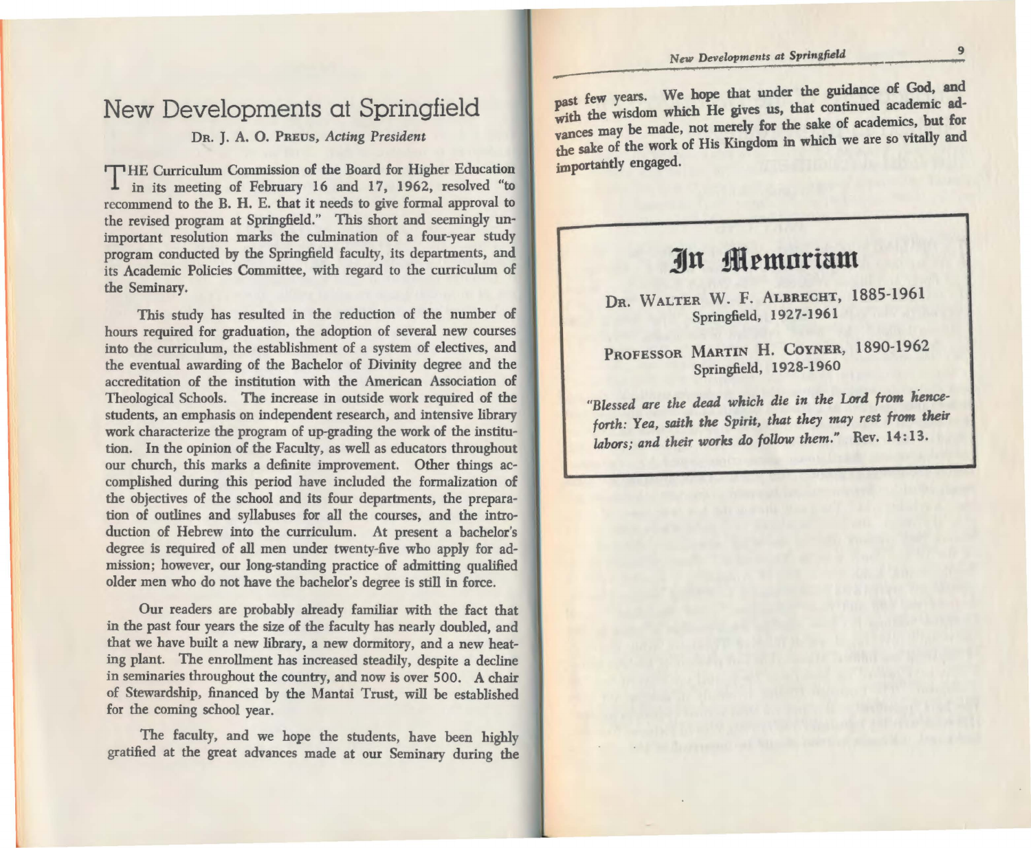# New Developments at Springfield

Dr. J. A. O. Preus, *Acting President*

The Curriculum Commission of the Board for Higher Education in its meeting of February 16 and 17, 1962, resolved "to recommend to the B. H. E. that it needs to give formal approval to the revised program at Springfield." This short and seemingly unimportant resolution marks the culmination of a four-year study program conducted by the Springfield faculty, its departments, and its Academic Policies Committee, with regard to the curriculum of the Seminary.

This study has resulted in the reduction of the number of hours required for graduation, the adoption of several new courses into the curriculum, the establishment of a system of electives, and the eventual awarding of the Bachelor of Divinity degree and the accreditation of the institution with the American Association of Theological Schools. The increase in outside work required of the students, an emphasis on independent research, and intensive library work characterize the program of up-grading the work of the institution. In the opinion of the Faculty, as well as educators throughout our church, this marks a definite improvement. Other things accomplished during this period have included the formalization of the objectives of the school and its four departments, the preparation of outlines and syllabuses for all the courses, and the introduction of Hebrew into the curriculum. At present a bachelor's degree is required of all men under twenty-five who apply for admission; however, our long-standing practice of admitting qualified older men who do not have the bachelor's degree is still in force.

Our readers are probably already familiar with the fact that in the past four years the size of the faculty has nearly doubled, and that we have built a new library, a new dormitory, and a new heating plant. The enrollment has increased steadily, despite a decline in seminaries throughout the country, and now is over 500. A chair of Stewardship, financed by the Mantai Trust, will be established for the coming school year.

The faculty, and we hope the students, have been highly gratified at the great advances made at our Seminary during the past few years. We hope that under the guidance of God, and with the wisdom which He gives us, that continued academic advances may be made, not merely for the sake of academics, but for the sake of the work of His Kingdom in which we are so vitally and importantly engaged.

## In Memoriam

**Dr. Walter W. F. Albrecht, 1885-1961**
Springfield, 1927-1961

**Professor Martin H. Coyner, 1890-1962**
Springfield, 1928-1960

*"Blessed are the dead which die in the Lord from henceforth: Yea, saith the Spirit, that they may rest from their labors; and their works do follow them."* Rev. 14:13.